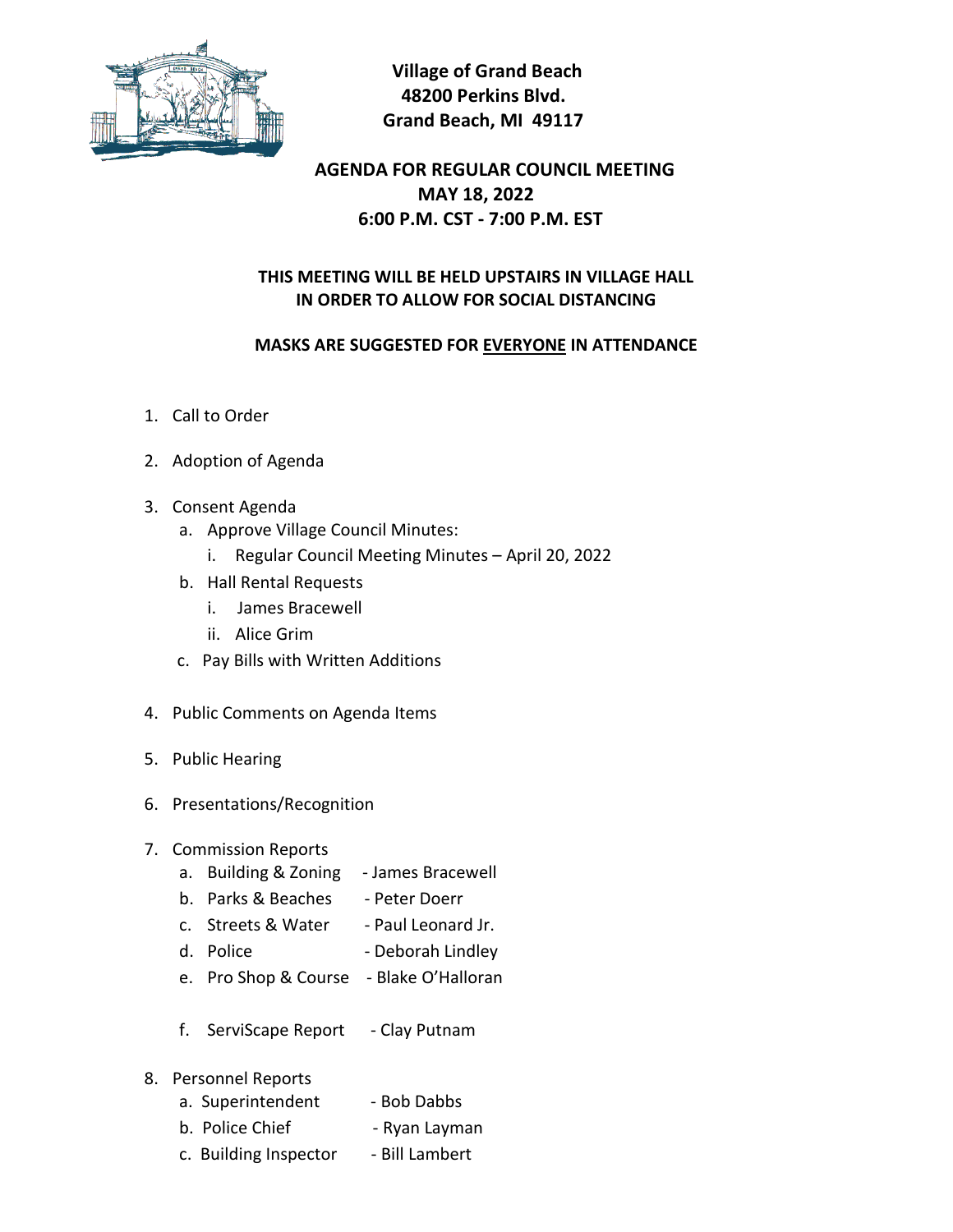**Village of Grand Beach**
**48200 Perkins Blvd.**
**Grand Beach, MI 49117**

## AGENDA FOR REGULAR COUNCIL MEETING
## MAY 18, 2022
## 6:00 P.M. CST - 7:00 P.M. EST

**THIS MEETING WILL BE HELD UPSTAIRS IN VILLAGE HALL IN ORDER TO ALLOW FOR SOCIAL DISTANCING**

**MASKS ARE SUGGESTED FOR <u>EVERYONE</u> IN ATTENDANCE**

1. Call to Order
2. Adoption of Agenda
3. Consent Agenda
   a. Approve Village Council Minutes:
      i. Regular Council Meeting Minutes – April 20, 2022
   b. Hall Rental Requests
      i. James Bracewell
      ii. Alice Grim
   c. Pay Bills with Written Additions
4. Public Comments on Agenda Items
5. Public Hearing
6. Presentations/Recognition
7. Commission Reports
   a. Building & Zoning - James Bracewell
   b. Parks & Beaches - Peter Doerr
   c. Streets & Water - Paul Leonard Jr.
   d. Police - Deborah Lindley
   e. Pro Shop & Course - Blake O'Halloran
   f. ServiScape Report - Clay Putnam
8. Personnel Reports
   a. Superintendent - Bob Dabbs
   b. Police Chief - Ryan Layman
   c. Building Inspector - Bill Lambert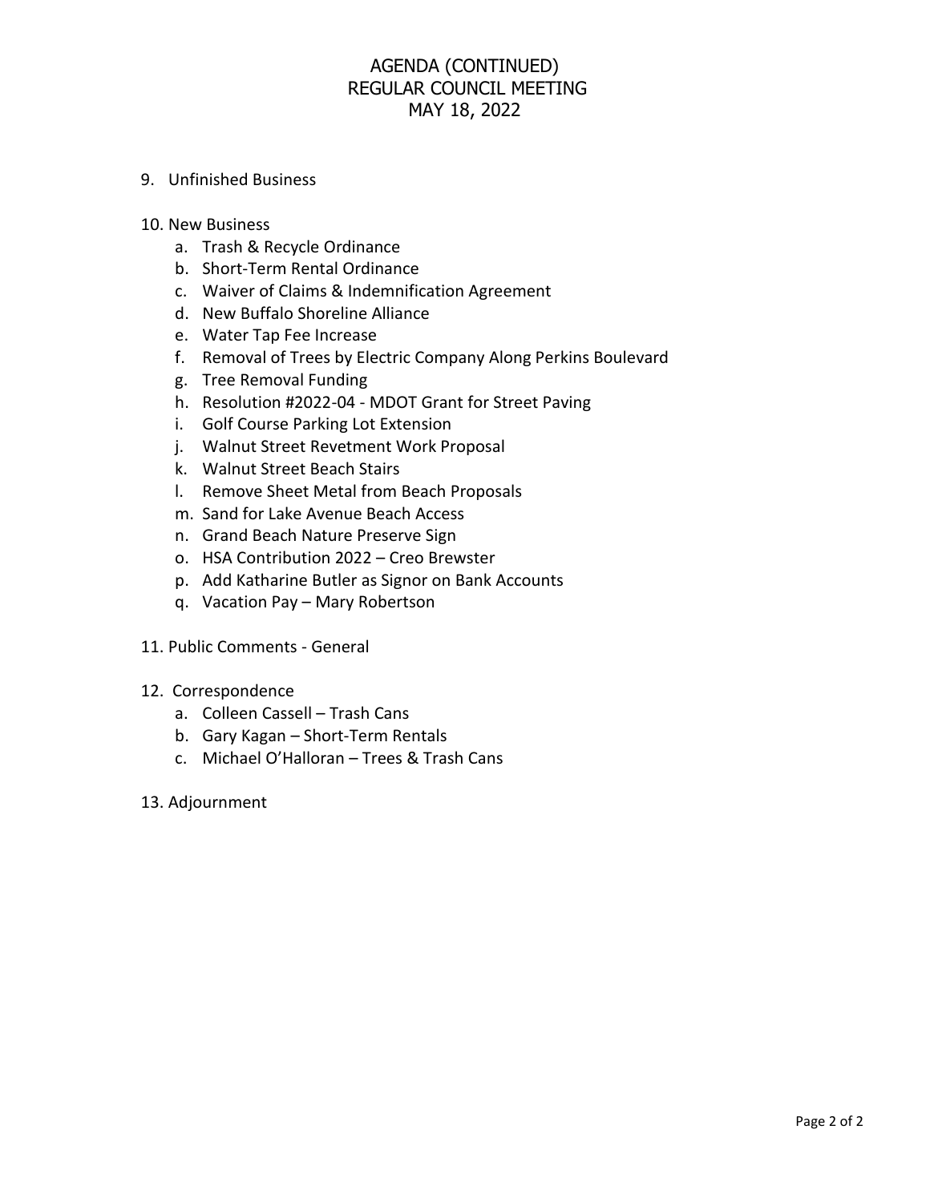# AGENDA (CONTINUED)
## REGULAR COUNCIL MEETING
## MAY 18, 2022

9. Unfinished Business

10. New Business
    a. Trash & Recycle Ordinance
    b. Short-Term Rental Ordinance
    c. Waiver of Claims & Indemnification Agreement
    d. New Buffalo Shoreline Alliance
    e. Water Tap Fee Increase
    f. Removal of Trees by Electric Company Along Perkins Boulevard
    g. Tree Removal Funding
    h. Resolution #2022-04 - MDOT Grant for Street Paving
    i. Golf Course Parking Lot Extension
    j. Walnut Street Revetment Work Proposal
    k. Walnut Street Beach Stairs
    l. Remove Sheet Metal from Beach Proposals
    m. Sand for Lake Avenue Beach Access
    n. Grand Beach Nature Preserve Sign
    o. HSA Contribution 2022 – Creo Brewster
    p. Add Katharine Butler as Signor on Bank Accounts
    q. Vacation Pay – Mary Robertson

11. Public Comments - General

12. Correspondence
    a. Colleen Cassell – Trash Cans
    b. Gary Kagan – Short-Term Rentals
    c. Michael O'Halloran – Trees & Trash Cans

13. Adjournment